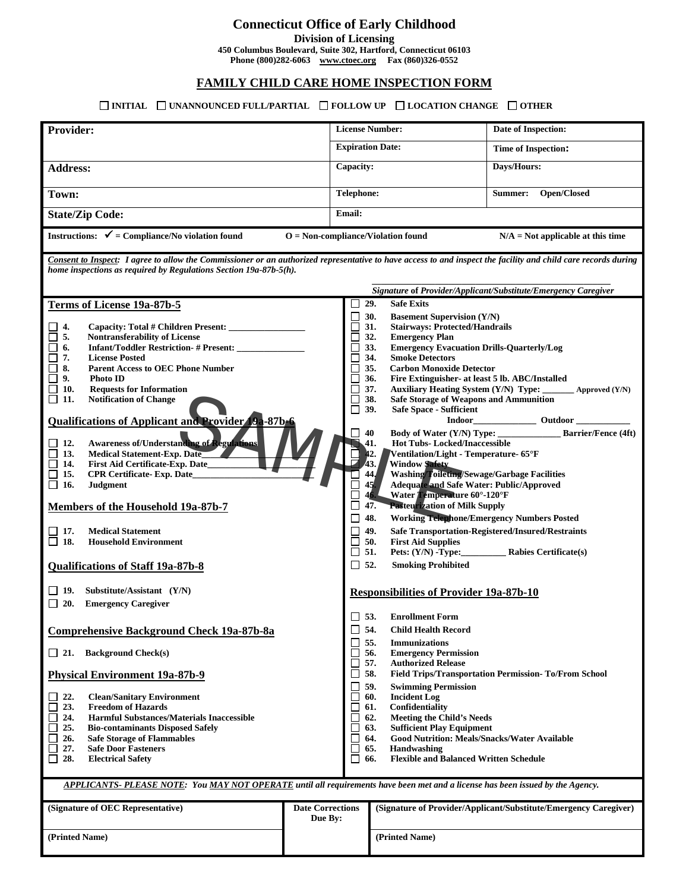# Connecticut Office of Early Childhood

**Division of Licensing**
**450 Columbus Boulevard, Suite 302, Hartford, Connecticut 06103**
**Phone (800)282-6063 www.ctoec.org Fax (860)326-0552**

## FAMILY CHILD CARE HOME INSPECTION FORM

☐ INITIAL ☐ UNANNOUNCED FULL/PARTIAL ☐ FOLLOW UP ☐ LOCATION CHANGE ☐ OTHER

| **Provider:** | **License Number:** | **Date of Inspection:** |
|---|---|---|
| | **Expiration Date:** | **Time of Inspection:** |
| **Address:** | **Capacity:** | **Days/Hours:** |
| **Town:** | **Telephone:** | **Summer: Open/Closed** |
| **State/Zip Code:** | **Email:** | |

**Instructions: ✓ = Compliance/No violation found  O = Non-compliance/Violation found  N/A = Not applicable at this time**

***Consent to Inspect:*** ***I agree to allow the Commissioner or an authorized representative to have access to and inspect the facility and child care records during home inspections as required by Regulations Section 19a-87b-5(h).***

_______________________________________
***Signature of Provider/Applicant/Substitute/Emergency Caregiver***

### Terms of License 19a-87b-5

- ☐ 4. Capacity: Total # Children Present: ________________
- ☐ 5. Nontransferability of License
- ☐ 6. Infant/Toddler Restriction- # Present: ______________
- ☐ 7. License Posted
- ☐ 8. Parent Access to OEC Phone Number
- ☐ 9. Photo ID
- ☐ 10. Requests for Information
- ☐ 11. Notification of Change

### Qualifications of Applicant and Provider 19a-87b-6

- ☐ 12. Awareness of/Understanding of Regulations
- ☐ 13. Medical Statement-Exp. Date________________
- ☐ 14. First Aid Certificate-Exp. Date________________
- ☐ 15. CPR Certificate- Exp. Date________________
- ☐ 16. Judgment

### Members of the Household 19a-87b-7

- ☐ 17. Medical Statement
- ☐ 18. Household Environment

### Qualifications of Staff 19a-87b-8

- ☐ 19. Substitute/Assistant (Y/N)
- ☐ 20. Emergency Caregiver

### Comprehensive Background Check 19a-87b-8a

- ☐ 21. Background Check(s)

### Physical Environment 19a-87b-9

- ☐ 22. Clean/Sanitary Environment
- ☐ 23. Freedom of Hazards
- ☐ 24. Harmful Substances/Materials Inaccessible
- ☐ 25. Bio-contaminants Disposed Safely
- ☐ 26. Safe Storage of Flammables
- ☐ 27. Safe Door Fasteners
- ☐ 28. Electrical Safety
- ☐ 29. Safe Exits
- ☐ 30. Basement Supervision (Y/N)
- ☐ 31. Stairways: Protected/Handrails
- ☐ 32. Emergency Plan
- ☐ 33. Emergency Evacuation Drills-Quarterly/Log
- ☐ 34. Smoke Detectors
- ☐ 35. Carbon Monoxide Detector
- ☐ 36. Fire Extinguisher- at least 5 lb. ABC/Installed
- ☐ 37. Auxiliary Heating System (Y/N) Type: _______ Approved (Y/N)
- ☐ 38. Safe Storage of Weapons and Ammunition
- ☐ 39. Safe Space - Sufficient Indoor______________ Outdoor ___________
- ☐ 40 Body of Water (Y/N) Type: ______________ Barrier/Fence (4ft)
- ☐ 41. Hot Tubs- Locked/Inaccessible
- ☐ 42. Ventilation/Light - Temperature- 65°F
- ☐ 43. Window Safety
- ☐ 44. Washing/Toileting/Sewage/Garbage Facilities
- ☐ 45. Adequate and Safe Water: Public/Approved
- ☐ 46. Water Temperature 60°-120°F
- ☐ 47. Pasteurization of Milk Supply
- ☐ 48. Working Telephone/Emergency Numbers Posted
- ☐ 49. Safe Transportation-Registered/Insured/Restraints
- ☐ 50. First Aid Supplies
- ☐ 51. Pets: (Y/N) -Type:__________ Rabies Certificate(s)
- ☐ 52. Smoking Prohibited

### Responsibilities of Provider 19a-87b-10

- ☐ 53. Enrollment Form
- ☐ 54. Child Health Record
- ☐ 55. Immunizations
- ☐ 56. Emergency Permission
- ☐ 57. Authorized Release
- ☐ 58. Field Trips/Transportation Permission- To/From School
- ☐ 59. Swimming Permission
- ☐ 60. Incident Log
- ☐ 61. Confidentiality
- ☐ 62. Meeting the Child's Needs
- ☐ 63. Sufficient Play Equipment
- ☐ 64. Good Nutrition: Meals/Snacks/Water Available
- ☐ 65. Handwashing
- ☐ 66. Flexible and Balanced Written Schedule

***APPLICANTS- PLEASE NOTE: You MAY NOT OPERATE until all requirements have been met and a license has been issued by the Agency.***

| (Signature of OEC Representative) | Date Corrections Due By: | (Signature of Provider/Applicant/Substitute/Emergency Caregiver) |
|---|---|---|
| (Printed Name) | | (Printed Name) |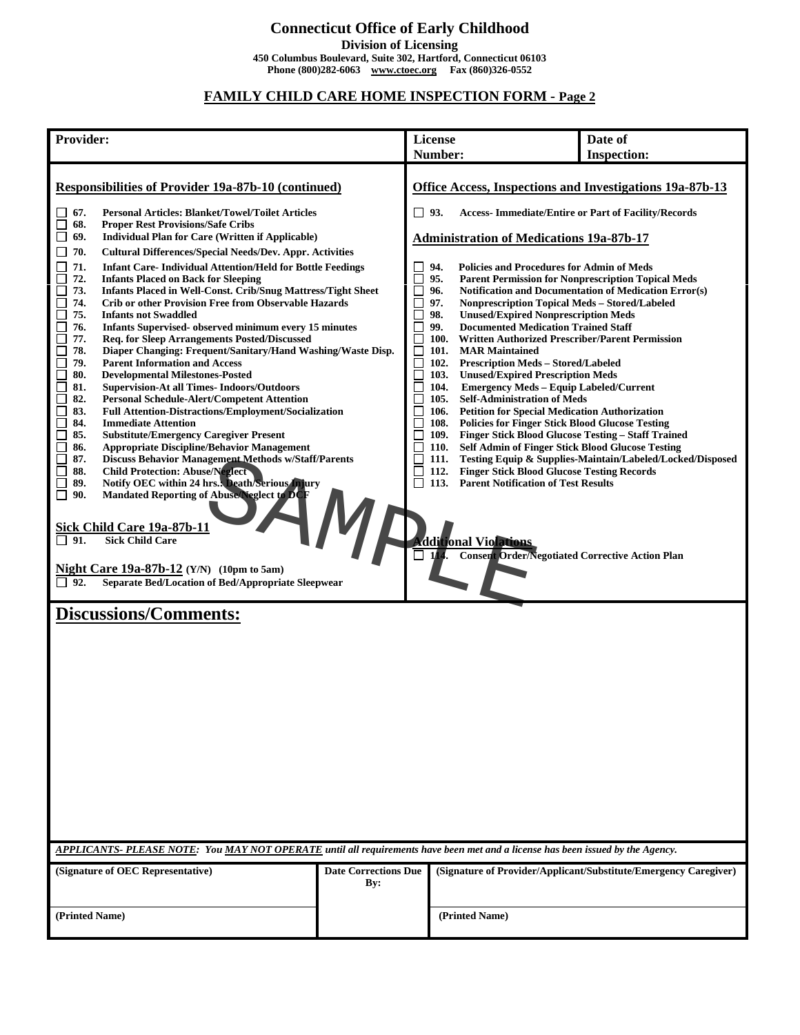# Connecticut Office of Early Childhood

**Division of Licensing**

**450 Columbus Boulevard, Suite 302, Hartford, Connecticut 06103**

**Phone (800)282-6063 www.ctoec.org Fax (860)326-0552**

## FAMILY CHILD CARE HOME INSPECTION FORM - Page 2

| Provider: | License Number: | Date of Inspection: |
|---|---|---|
| | | |

### Responsibilities of Provider 19a-87b-10 (continued)

- ☐ 67. Personal Articles: Blanket/Towel/Toilet Articles
- ☐ 68. Proper Rest Provisions/Safe Cribs
- ☐ 69. Individual Plan for Care (Written if Applicable)
- ☐ 70. Cultural Differences/Special Needs/Dev. Appr. Activities
- ☐ 71. Infant Care- Individual Attention/Held for Bottle Feedings
- ☐ 72. Infants Placed on Back for Sleeping
- ☐ 73. Infants Placed in Well-Const. Crib/Snug Mattress/Tight Sheet
- ☐ 74. Crib or other Provision Free from Observable Hazards
- ☐ 75. Infants not Swaddled
- ☐ 76. Infants Supervised- observed minimum every 15 minutes
- ☐ 77. Req. for Sleep Arrangements Posted/Discussed
- ☐ 78. Diaper Changing: Frequent/Sanitary/Hand Washing/Waste Disp.
- ☐ 79. Parent Information and Access
- ☐ 80. Developmental Milestones-Posted
- ☐ 81. Supervision-At all Times- Indoors/Outdoors
- ☐ 82. Personal Schedule-Alert/Competent Attention
- ☐ 83. Full Attention-Distractions/Employment/Socialization
- ☐ 84. Immediate Attention
- ☐ 85. Substitute/Emergency Caregiver Present
- ☐ 86. Appropriate Discipline/Behavior Management
- ☐ 87. Discuss Behavior Management Methods w/Staff/Parents
- ☐ 88. Child Protection: Abuse/Neglect
- ☐ 89. Notify OEC within 24 hrs.: Death/Serious Injury
- ☐ 90. Mandated Reporting of Abuse/Neglect to DCF

### Sick Child Care 19a-87b-11

- ☐ 91. Sick Child Care

### Night Care 19a-87b-12 (Y/N) (10pm to 5am)

- ☐ 92. Separate Bed/Location of Bed/Appropriate Sleepwear

### Office Access, Inspections and Investigations 19a-87b-13

- ☐ 93. Access- Immediate/Entire or Part of Facility/Records

### Administration of Medications 19a-87b-17

- ☐ 94. Policies and Procedures for Admin of Meds
- ☐ 95. Parent Permission for Nonprescription Topical Meds
- ☐ 96. Notification and Documentation of Medication Error(s)
- ☐ 97. Nonprescription Topical Meds – Stored/Labeled
- ☐ 98. Unused/Expired Nonprescription Meds
- ☐ 99. Documented Medication Trained Staff
- ☐ 100. Written Authorized Prescriber/Parent Permission
- ☐ 101. MAR Maintained
- ☐ 102. Prescription Meds – Stored/Labeled
- ☐ 103. Unused/Expired Prescription Meds
- ☐ 104. Emergency Meds – Equip Labeled/Current
- ☐ 105. Self-Administration of Meds
- ☐ 106. Petition for Special Medication Authorization
- ☐ 108. Policies for Finger Stick Blood Glucose Testing
- ☐ 109. Finger Stick Blood Glucose Testing – Staff Trained
- ☐ 110. Self Admin of Finger Stick Blood Glucose Testing
- ☐ 111. Testing Equip & Supplies-Maintain/Labeled/Locked/Disposed
- ☐ 112. Finger Stick Blood Glucose Testing Records
- ☐ 113. Parent Notification of Test Results

### Additional Violations

- ☐ 114. Consent Order/Negotiated Corrective Action Plan

SAMPLE

## Discussions/Comments:

***APPLICANTS- PLEASE NOTE:*** *You **MAY NOT OPERATE** until all requirements have been met and a license has been issued by the Agency.*

| (Signature of OEC Representative) | Date Corrections Due By: | (Signature of Provider/Applicant/Substitute/Emergency Caregiver) |
|---|---|---|
| (Printed Name) | | (Printed Name) |